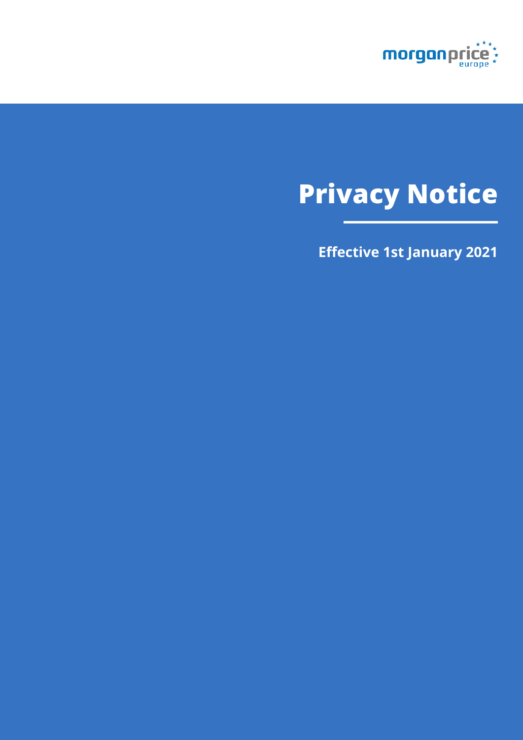morganprice europe

# Privacy Notice

**Effective 1st January 2021**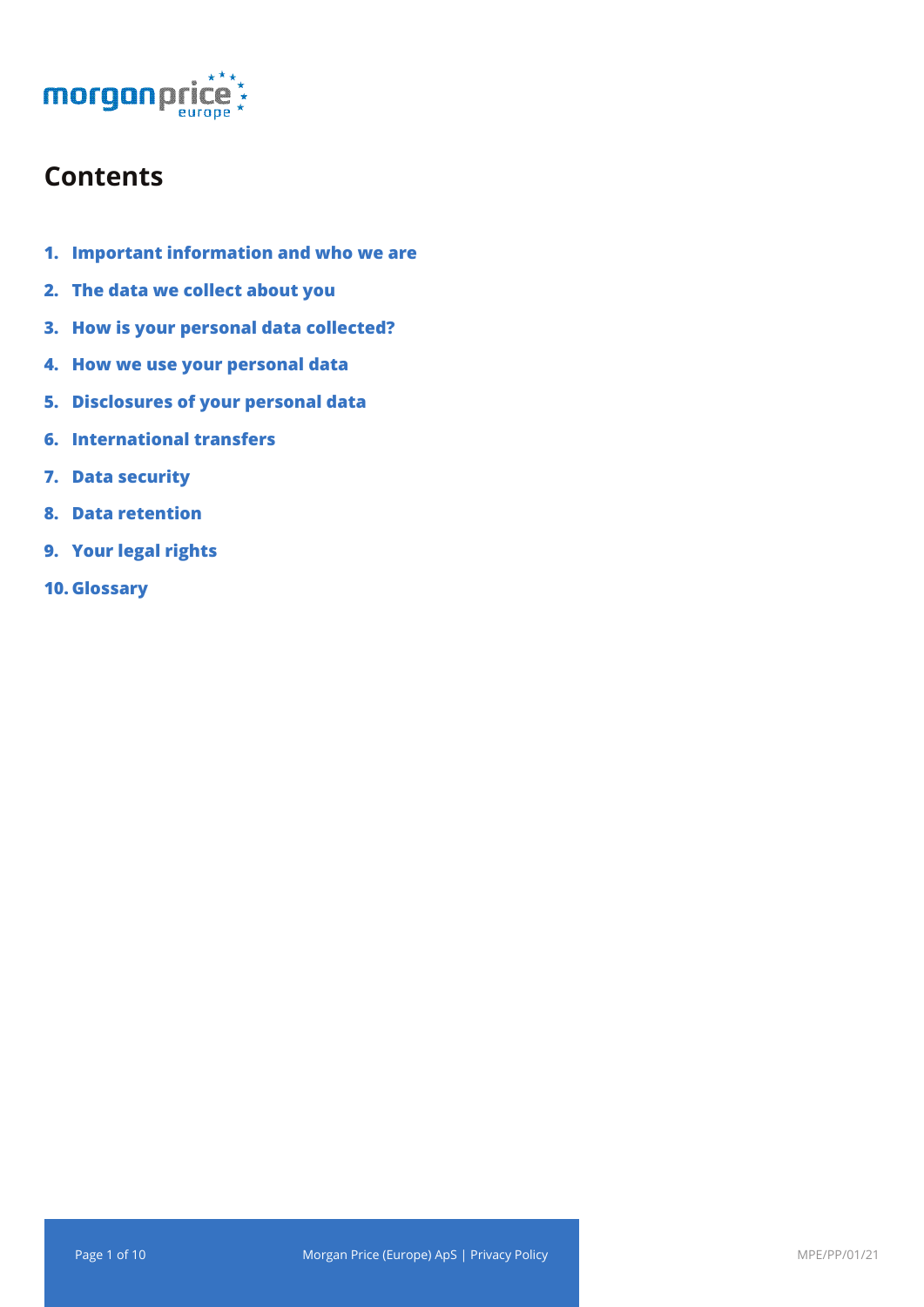# Contents

1. **Important information and who we are**
2. **The data we collect about you**
3. **How is your personal data collected?**
4. **How we use your personal data**
5. **Disclosures of your personal data**
6. **International transfers**
7. **Data security**
8. **Data retention**
9. **Your legal rights**
10. **Glossary**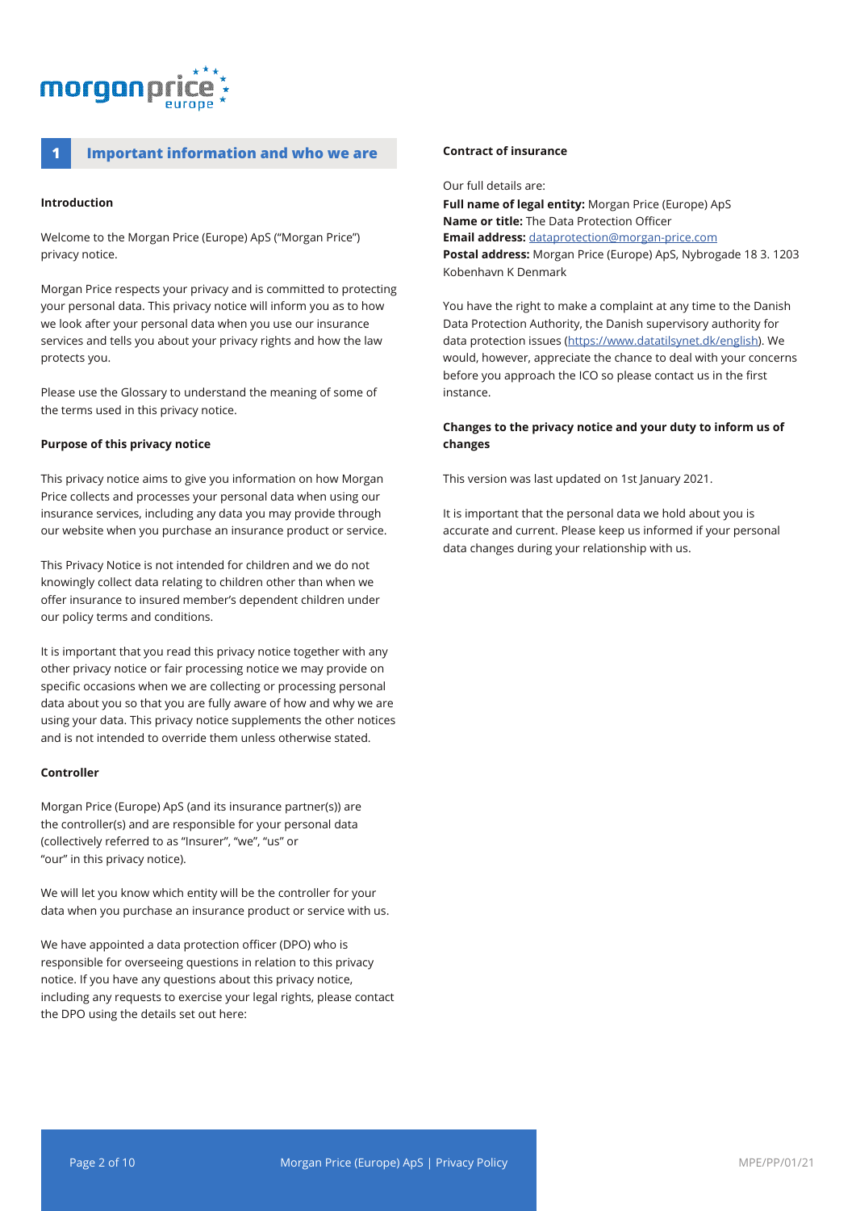## 1 Important information and who we are

**Introduction**

Welcome to the Morgan Price (Europe) ApS ("Morgan Price") privacy notice.

Morgan Price respects your privacy and is committed to protecting your personal data. This privacy notice will inform you as to how we look after your personal data when you use our insurance services and tells you about your privacy rights and how the law protects you.

Please use the Glossary to understand the meaning of some of the terms used in this privacy notice.

**Purpose of this privacy notice**

This privacy notice aims to give you information on how Morgan Price collects and processes your personal data when using our insurance services, including any data you may provide through our website when you purchase an insurance product or service.

This Privacy Notice is not intended for children and we do not knowingly collect data relating to children other than when we offer insurance to insured member's dependent children under our policy terms and conditions.

It is important that you read this privacy notice together with any other privacy notice or fair processing notice we may provide on specific occasions when we are collecting or processing personal data about you so that you are fully aware of how and why we are using your data. This privacy notice supplements the other notices and is not intended to override them unless otherwise stated.

**Controller**

Morgan Price (Europe) ApS (and its insurance partner(s)) are the controller(s) and are responsible for your personal data (collectively referred to as "Insurer", "we", "us" or "our" in this privacy notice).

We will let you know which entity will be the controller for your data when you purchase an insurance product or service with us.

We have appointed a data protection officer (DPO) who is responsible for overseeing questions in relation to this privacy notice. If you have any questions about this privacy notice, including any requests to exercise your legal rights, please contact the DPO using the details set out here:

**Contract of insurance**

Our full details are:
**Full name of legal entity:** Morgan Price (Europe) ApS
**Name or title:** The Data Protection Officer
**Email address:** dataprotection@morgan-price.com
**Postal address:** Morgan Price (Europe) ApS, Nybrogade 18 3. 1203 Kobenhavn K Denmark

You have the right to make a complaint at any time to the Danish Data Protection Authority, the Danish supervisory authority for data protection issues (https://www.datatilsynet.dk/english). We would, however, appreciate the chance to deal with your concerns before you approach the ICO so please contact us in the first instance.

**Changes to the privacy notice and your duty to inform us of changes**

This version was last updated on 1st January 2021.

It is important that the personal data we hold about you is accurate and current. Please keep us informed if your personal data changes during your relationship with us.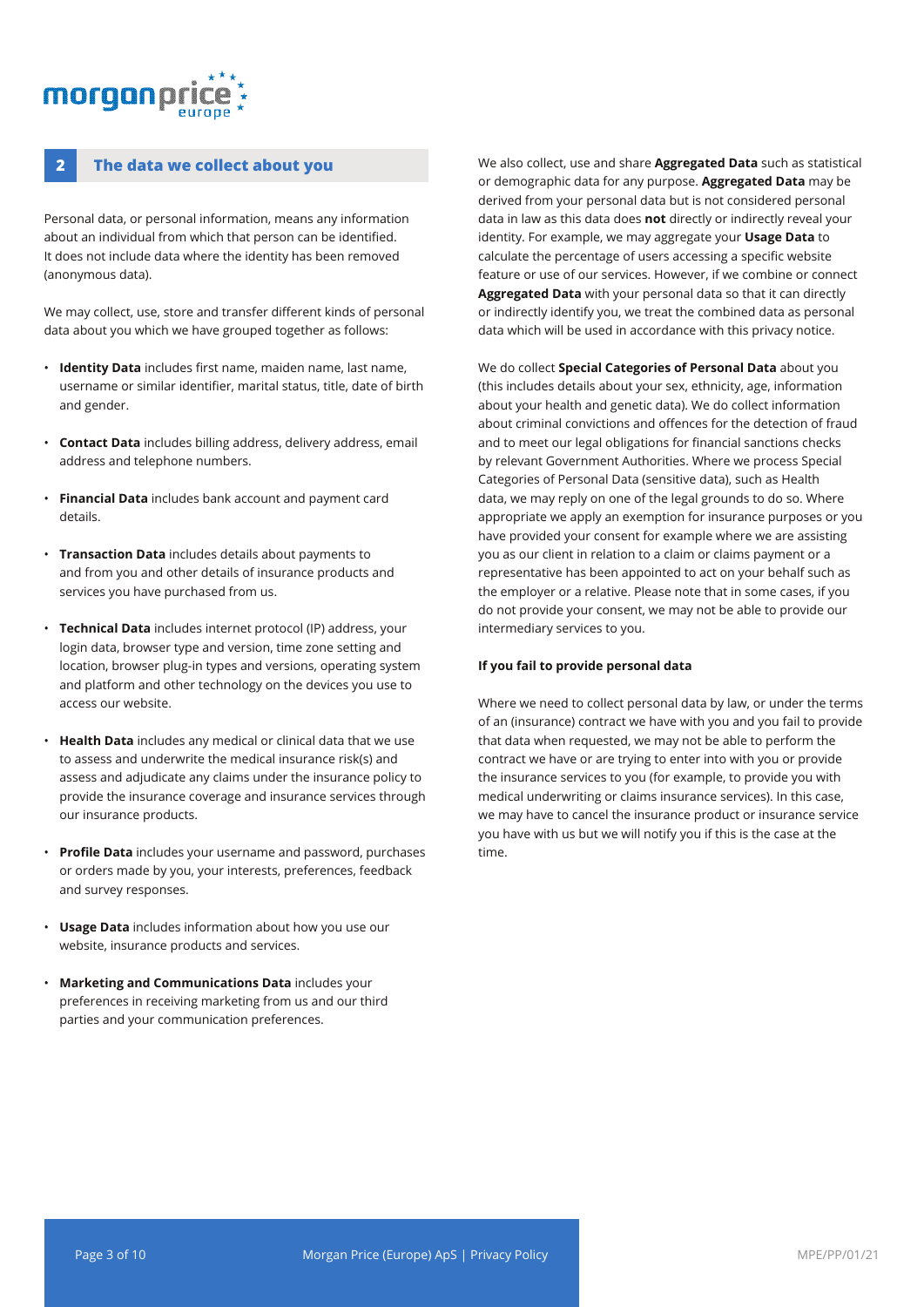## 2 The data we collect about you

Personal data, or personal information, means any information about an individual from which that person can be identified. It does not include data where the identity has been removed (anonymous data).

We may collect, use, store and transfer different kinds of personal data about you which we have grouped together as follows:

- **Identity Data** includes first name, maiden name, last name, username or similar identifier, marital status, title, date of birth and gender.
- **Contact Data** includes billing address, delivery address, email address and telephone numbers.
- **Financial Data** includes bank account and payment card details.
- **Transaction Data** includes details about payments to and from you and other details of insurance products and services you have purchased from us.
- **Technical Data** includes internet protocol (IP) address, your login data, browser type and version, time zone setting and location, browser plug-in types and versions, operating system and platform and other technology on the devices you use to access our website.
- **Health Data** includes any medical or clinical data that we use to assess and underwrite the medical insurance risk(s) and assess and adjudicate any claims under the insurance policy to provide the insurance coverage and insurance services through our insurance products.
- **Profile Data** includes your username and password, purchases or orders made by you, your interests, preferences, feedback and survey responses.
- **Usage Data** includes information about how you use our website, insurance products and services.
- **Marketing and Communications Data** includes your preferences in receiving marketing from us and our third parties and your communication preferences.

We also collect, use and share **Aggregated Data** such as statistical or demographic data for any purpose. **Aggregated Data** may be derived from your personal data but is not considered personal data in law as this data does **not** directly or indirectly reveal your identity. For example, we may aggregate your **Usage Data** to calculate the percentage of users accessing a specific website feature or use of our services. However, if we combine or connect **Aggregated Data** with your personal data so that it can directly or indirectly identify you, we treat the combined data as personal data which will be used in accordance with this privacy notice.

We do collect **Special Categories of Personal Data** about you (this includes details about your sex, ethnicity, age, information about your health and genetic data). We do collect information about criminal convictions and offences for the detection of fraud and to meet our legal obligations for financial sanctions checks by relevant Government Authorities. Where we process Special Categories of Personal Data (sensitive data), such as Health data, we may reply on one of the legal grounds to do so. Where appropriate we apply an exemption for insurance purposes or you have provided your consent for example where we are assisting you as our client in relation to a claim or claims payment or a representative has been appointed to act on your behalf such as the employer or a relative. Please note that in some cases, if you do not provide your consent, we may not be able to provide our intermediary services to you.

**If you fail to provide personal data**

Where we need to collect personal data by law, or under the terms of an (insurance) contract we have with you and you fail to provide that data when requested, we may not be able to perform the contract we have or are trying to enter into with you or provide the insurance services to you (for example, to provide you with medical underwriting or claims insurance services). In this case, we may have to cancel the insurance product or insurance service you have with us but we will notify you if this is the case at the time.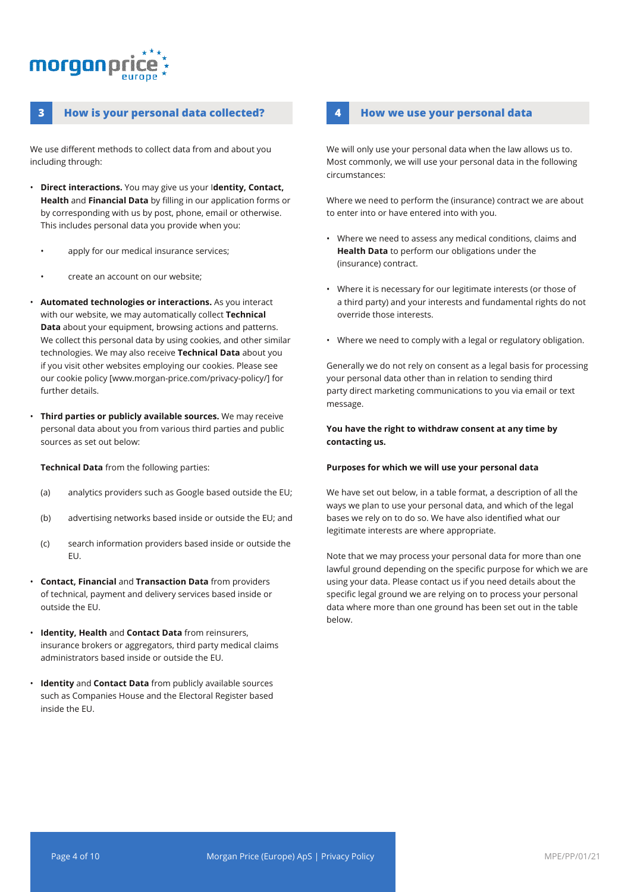## 3 How is your personal data collected?

We use different methods to collect data from and about you including through:

- **Direct interactions.** You may give us your I**dentity, Contact, Health** and **Financial Data** by filling in our application forms or by corresponding with us by post, phone, email or otherwise. This includes personal data you provide when you:
  - apply for our medical insurance services;
  - create an account on our website;
- **Automated technologies or interactions.** As you interact with our website, we may automatically collect **Technical Data** about your equipment, browsing actions and patterns. We collect this personal data by using cookies, and other similar technologies. We may also receive **Technical Data** about you if you visit other websites employing our cookies. Please see our cookie policy [www.morgan-price.com/privacy-policy/] for further details.
- **Third parties or publicly available sources.** We may receive personal data about you from various third parties and public sources as set out below:

  **Technical Data** from the following parties:

  (a) analytics providers such as Google based outside the EU;

  (b) advertising networks based inside or outside the EU; and

  (c) search information providers based inside or outside the EU.
- **Contact, Financial** and **Transaction Data** from providers of technical, payment and delivery services based inside or outside the EU.
- **Identity, Health** and **Contact Data** from reinsurers, insurance brokers or aggregators, third party medical claims administrators based inside or outside the EU.
- **Identity** and **Contact Data** from publicly available sources such as Companies House and the Electoral Register based inside the EU.

## 4 How we use your personal data

We will only use your personal data when the law allows us to. Most commonly, we will use your personal data in the following circumstances:

Where we need to perform the (insurance) contract we are about to enter into or have entered into with you.

- Where we need to assess any medical conditions, claims and **Health Data** to perform our obligations under the (insurance) contract.
- Where it is necessary for our legitimate interests (or those of a third party) and your interests and fundamental rights do not override those interests.
- Where we need to comply with a legal or regulatory obligation.

Generally we do not rely on consent as a legal basis for processing your personal data other than in relation to sending third party direct marketing communications to you via email or text message.

**You have the right to withdraw consent at any time by contacting us.**

**Purposes for which we will use your personal data**

We have set out below, in a table format, a description of all the ways we plan to use your personal data, and which of the legal bases we rely on to do so. We have also identified what our legitimate interests are where appropriate.

Note that we may process your personal data for more than one lawful ground depending on the specific purpose for which we are using your data. Please contact us if you need details about the specific legal ground we are relying on to process your personal data where more than one ground has been set out in the table below.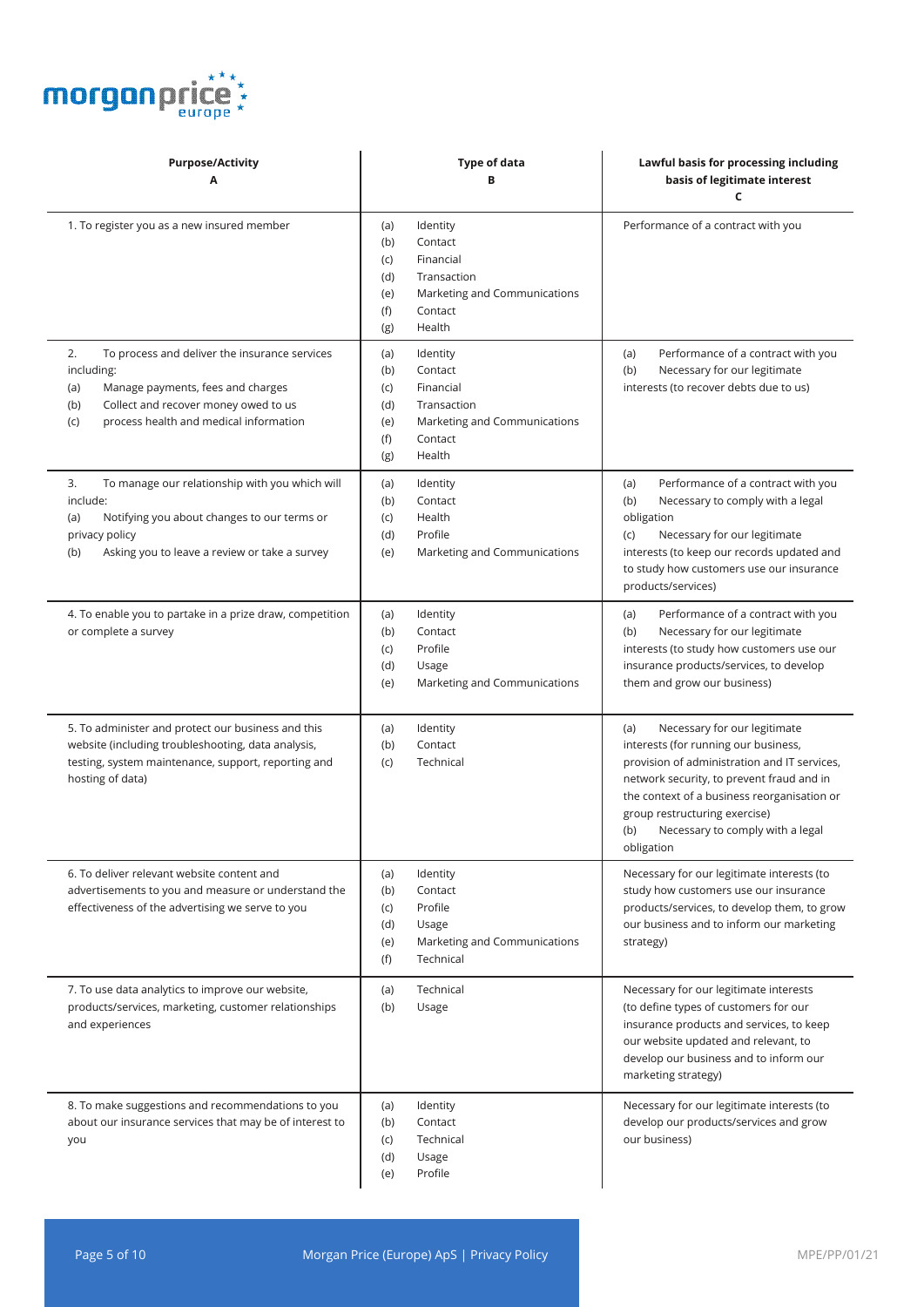| Purpose/Activity<br>A | Type of data<br>B | Lawful basis for processing including basis of legitimate interest<br>C |
|---|---|---|
| 1. To register you as a new insured member | (a) Identity<br>(b) Contact<br>(c) Financial<br>(d) Transaction<br>(e) Marketing and Communications<br>(f) Contact<br>(g) Health | Performance of a contract with you |
| 2. To process and deliver the insurance services including:<br>(a) Manage payments, fees and charges<br>(b) Collect and recover money owed to us<br>(c) process health and medical information | (a) Identity<br>(b) Contact<br>(c) Financial<br>(d) Transaction<br>(e) Marketing and Communications<br>(f) Contact<br>(g) Health | (a) Performance of a contract with you<br>(b) Necessary for our legitimate interests (to recover debts due to us) |
| 3. To manage our relationship with you which will include:<br>(a) Notifying you about changes to our terms or privacy policy<br>(b) Asking you to leave a review or take a survey | (a) Identity<br>(b) Contact<br>(c) Health<br>(d) Profile<br>(e) Marketing and Communications | (a) Performance of a contract with you<br>(b) Necessary to comply with a legal obligation<br>(c) Necessary for our legitimate interests (to keep our records updated and to study how customers use our insurance products/services) |
| 4. To enable you to partake in a prize draw, competition or complete a survey | (a) Identity<br>(b) Contact<br>(c) Profile<br>(d) Usage<br>(e) Marketing and Communications | (a) Performance of a contract with you<br>(b) Necessary for our legitimate interests (to study how customers use our insurance products/services, to develop them and grow our business) |
| 5. To administer and protect our business and this website (including troubleshooting, data analysis, testing, system maintenance, support, reporting and hosting of data) | (a) Identity<br>(b) Contact<br>(c) Technical | (a) Necessary for our legitimate interests (for running our business, provision of administration and IT services, network security, to prevent fraud and in the context of a business reorganisation or group restructuring exercise)<br>(b) Necessary to comply with a legal obligation |
| 6. To deliver relevant website content and advertisements to you and measure or understand the effectiveness of the advertising we serve to you | (a) Identity<br>(b) Contact<br>(c) Profile<br>(d) Usage<br>(e) Marketing and Communications<br>(f) Technical | Necessary for our legitimate interests (to study how customers use our insurance products/services, to develop them, to grow our business and to inform our marketing strategy) |
| 7. To use data analytics to improve our website, products/services, marketing, customer relationships and experiences | (a) Technical<br>(b) Usage | Necessary for our legitimate interests (to define types of customers for our insurance products and services, to keep our website updated and relevant, to develop our business and to inform our marketing strategy) |
| 8. To make suggestions and recommendations to you about our insurance services that may be of interest to you | (a) Identity<br>(b) Contact<br>(c) Technical<br>(d) Usage<br>(e) Profile | Necessary for our legitimate interests (to develop our products/services and grow our business) |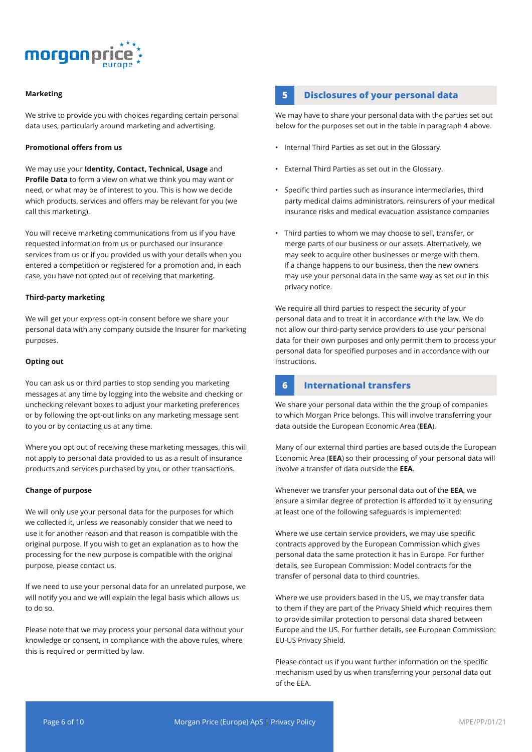### Marketing

We strive to provide you with choices regarding certain personal data uses, particularly around marketing and advertising.

### Promotional offers from us

We may use your **Identity, Contact, Technical, Usage** and **Profile Data** to form a view on what we think you may want or need, or what may be of interest to you. This is how we decide which products, services and offers may be relevant for you (we call this marketing).

You will receive marketing communications from us if you have requested information from us or purchased our insurance services from us or if you provided us with your details when you entered a competition or registered for a promotion and, in each case, you have not opted out of receiving that marketing.

### Third-party marketing

We will get your express opt-in consent before we share your personal data with any company outside the Insurer for marketing purposes.

### Opting out

You can ask us or third parties to stop sending you marketing messages at any time by logging into the website and checking or unchecking relevant boxes to adjust your marketing preferences or by following the opt-out links on any marketing message sent to you or by contacting us at any time.

Where you opt out of receiving these marketing messages, this will not apply to personal data provided to us as a result of insurance products and services purchased by you, or other transactions.

### Change of purpose

We will only use your personal data for the purposes for which we collected it, unless we reasonably consider that we need to use it for another reason and that reason is compatible with the original purpose. If you wish to get an explanation as to how the processing for the new purpose is compatible with the original purpose, please contact us.

If we need to use your personal data for an unrelated purpose, we will notify you and we will explain the legal basis which allows us to do so.

Please note that we may process your personal data without your knowledge or consent, in compliance with the above rules, where this is required or permitted by law.

## 5 Disclosures of your personal data

We may have to share your personal data with the parties set out below for the purposes set out in the table in paragraph 4 above.

- Internal Third Parties as set out in the Glossary.
- External Third Parties as set out in the Glossary.
- Specific third parties such as insurance intermediaries, third party medical claims administrators, reinsurers of your medical insurance risks and medical evacuation assistance companies
- Third parties to whom we may choose to sell, transfer, or merge parts of our business or our assets. Alternatively, we may seek to acquire other businesses or merge with them. If a change happens to our business, then the new owners may use your personal data in the same way as set out in this privacy notice.

We require all third parties to respect the security of your personal data and to treat it in accordance with the law. We do not allow our third-party service providers to use your personal data for their own purposes and only permit them to process your personal data for specified purposes and in accordance with our instructions.

## 6 International transfers

We share your personal data within the the group of companies to which Morgan Price belongs. This will involve transferring your data outside the European Economic Area (**EEA**).

Many of our external third parties are based outside the European Economic Area (**EEA**) so their processing of your personal data will involve a transfer of data outside the **EEA**.

Whenever we transfer your personal data out of the **EEA**, we ensure a similar degree of protection is afforded to it by ensuring at least one of the following safeguards is implemented:

Where we use certain service providers, we may use specific contracts approved by the European Commission which gives personal data the same protection it has in Europe. For further details, see European Commission: Model contracts for the transfer of personal data to third countries.

Where we use providers based in the US, we may transfer data to them if they are part of the Privacy Shield which requires them to provide similar protection to personal data shared between Europe and the US. For further details, see European Commission: EU-US Privacy Shield.

Please contact us if you want further information on the specific mechanism used by us when transferring your personal data out of the EEA.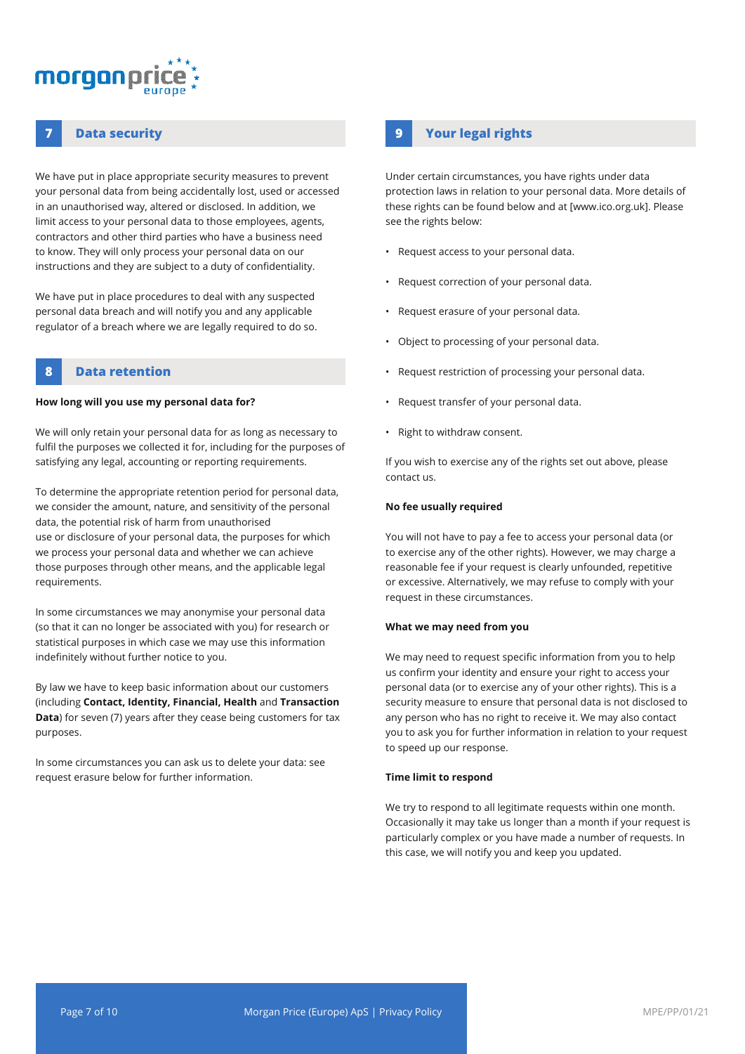## 7 Data security

We have put in place appropriate security measures to prevent your personal data from being accidentally lost, used or accessed in an unauthorised way, altered or disclosed. In addition, we limit access to your personal data to those employees, agents, contractors and other third parties who have a business need to know. They will only process your personal data on our instructions and they are subject to a duty of confidentiality.

We have put in place procedures to deal with any suspected personal data breach and will notify you and any applicable regulator of a breach where we are legally required to do so.

## 8 Data retention

**How long will you use my personal data for?**

We will only retain your personal data for as long as necessary to fulfil the purposes we collected it for, including for the purposes of satisfying any legal, accounting or reporting requirements.

To determine the appropriate retention period for personal data, we consider the amount, nature, and sensitivity of the personal data, the potential risk of harm from unauthorised use or disclosure of your personal data, the purposes for which we process your personal data and whether we can achieve those purposes through other means, and the applicable legal requirements.

In some circumstances we may anonymise your personal data (so that it can no longer be associated with you) for research or statistical purposes in which case we may use this information indefinitely without further notice to you.

By law we have to keep basic information about our customers (including **Contact, Identity, Financial, Health** and **Transaction Data**) for seven (7) years after they cease being customers for tax purposes.

In some circumstances you can ask us to delete your data: see request erasure below for further information.

## 9 Your legal rights

Under certain circumstances, you have rights under data protection laws in relation to your personal data. More details of these rights can be found below and at [www.ico.org.uk]. Please see the rights below:

- Request access to your personal data.
- Request correction of your personal data.
- Request erasure of your personal data.
- Object to processing of your personal data.
- Request restriction of processing your personal data.
- Request transfer of your personal data.
- Right to withdraw consent.

If you wish to exercise any of the rights set out above, please contact us.

**No fee usually required**

You will not have to pay a fee to access your personal data (or to exercise any of the other rights). However, we may charge a reasonable fee if your request is clearly unfounded, repetitive or excessive. Alternatively, we may refuse to comply with your request in these circumstances.

**What we may need from you**

We may need to request specific information from you to help us confirm your identity and ensure your right to access your personal data (or to exercise any of your other rights). This is a security measure to ensure that personal data is not disclosed to any person who has no right to receive it. We may also contact you to ask you for further information in relation to your request to speed up our response.

**Time limit to respond**

We try to respond to all legitimate requests within one month. Occasionally it may take us longer than a month if your request is particularly complex or you have made a number of requests. In this case, we will notify you and keep you updated.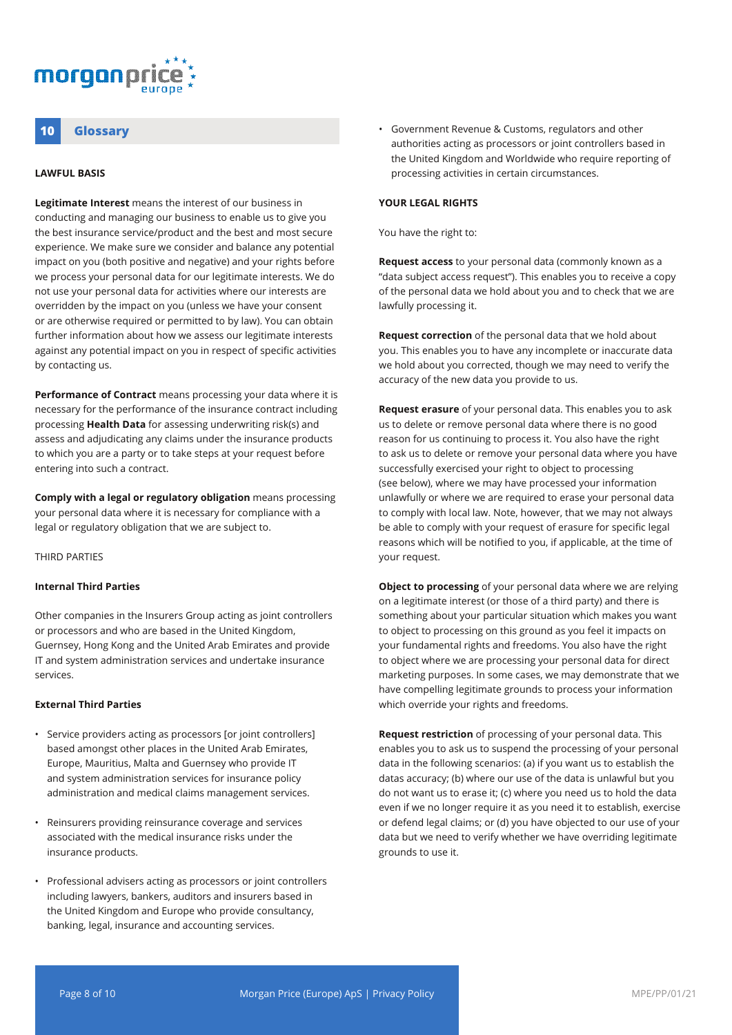## 10 Glossary

**LAWFUL BASIS**

**Legitimate Interest** means the interest of our business in conducting and managing our business to enable us to give you the best insurance service/product and the best and most secure experience. We make sure we consider and balance any potential impact on you (both positive and negative) and your rights before we process your personal data for our legitimate interests. We do not use your personal data for activities where our interests are overridden by the impact on you (unless we have your consent or are otherwise required or permitted to by law). You can obtain further information about how we assess our legitimate interests against any potential impact on you in respect of specific activities by contacting us.

**Performance of Contract** means processing your data where it is necessary for the performance of the insurance contract including processing **Health Data** for assessing underwriting risk(s) and assess and adjudicating any claims under the insurance products to which you are a party or to take steps at your request before entering into such a contract.

**Comply with a legal or regulatory obligation** means processing your personal data where it is necessary for compliance with a legal or regulatory obligation that we are subject to.

THIRD PARTIES

**Internal Third Parties**

Other companies in the Insurers Group acting as joint controllers or processors and who are based in the United Kingdom, Guernsey, Hong Kong and the United Arab Emirates and provide IT and system administration services and undertake insurance services.

**External Third Parties**

- Service providers acting as processors [or joint controllers] based amongst other places in the United Arab Emirates, Europe, Mauritius, Malta and Guernsey who provide IT and system administration services for insurance policy administration and medical claims management services.
- Reinsurers providing reinsurance coverage and services associated with the medical insurance risks under the insurance products.
- Professional advisers acting as processors or joint controllers including lawyers, bankers, auditors and insurers based in the United Kingdom and Europe who provide consultancy, banking, legal, insurance and accounting services.
- Government Revenue & Customs, regulators and other authorities acting as processors or joint controllers based in the United Kingdom and Worldwide who require reporting of processing activities in certain circumstances.

**YOUR LEGAL RIGHTS**

You have the right to:

**Request access** to your personal data (commonly known as a "data subject access request"). This enables you to receive a copy of the personal data we hold about you and to check that we are lawfully processing it.

**Request correction** of the personal data that we hold about you. This enables you to have any incomplete or inaccurate data we hold about you corrected, though we may need to verify the accuracy of the new data you provide to us.

**Request erasure** of your personal data. This enables you to ask us to delete or remove personal data where there is no good reason for us continuing to process it. You also have the right to ask us to delete or remove your personal data where you have successfully exercised your right to object to processing (see below), where we may have processed your information unlawfully or where we are required to erase your personal data to comply with local law. Note, however, that we may not always be able to comply with your request of erasure for specific legal reasons which will be notified to you, if applicable, at the time of your request.

**Object to processing** of your personal data where we are relying on a legitimate interest (or those of a third party) and there is something about your particular situation which makes you want to object to processing on this ground as you feel it impacts on your fundamental rights and freedoms. You also have the right to object where we are processing your personal data for direct marketing purposes. In some cases, we may demonstrate that we have compelling legitimate grounds to process your information which override your rights and freedoms.

**Request restriction** of processing of your personal data. This enables you to ask us to suspend the processing of your personal data in the following scenarios: (a) if you want us to establish the datas accuracy; (b) where our use of the data is unlawful but you do not want us to erase it; (c) where you need us to hold the data even if we no longer require it as you need it to establish, exercise or defend legal claims; or (d) you have objected to our use of your data but we need to verify whether we have overriding legitimate grounds to use it.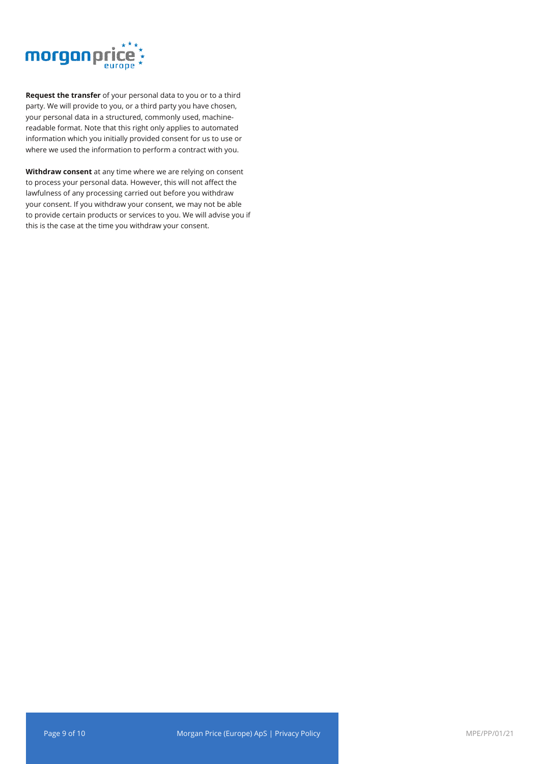**Request the transfer** of your personal data to you or to a third party. We will provide to you, or a third party you have chosen, your personal data in a structured, commonly used, machine-readable format. Note that this right only applies to automated information which you initially provided consent for us to use or where we used the information to perform a contract with you.

**Withdraw consent** at any time where we are relying on consent to process your personal data. However, this will not affect the lawfulness of any processing carried out before you withdraw your consent. If you withdraw your consent, we may not be able to provide certain products or services to you. We will advise you if this is the case at the time you withdraw your consent.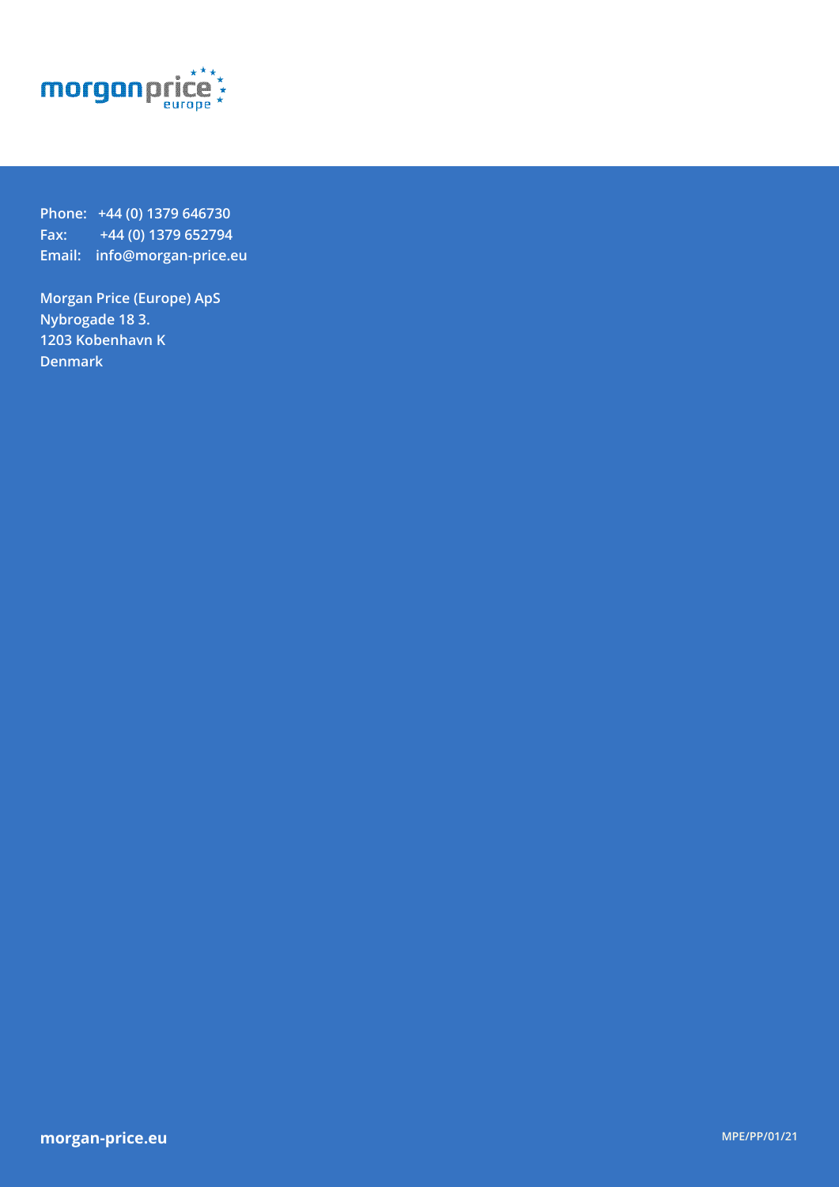Phone: +44 (0) 1379 646730
Fax: +44 (0) 1379 652794
Email: info@morgan-price.eu

Morgan Price (Europe) ApS
Nybrogade 18 3.
1203 Kobenhavn K
Denmark

**morgan-price.eu**

MPE/PP/01/21